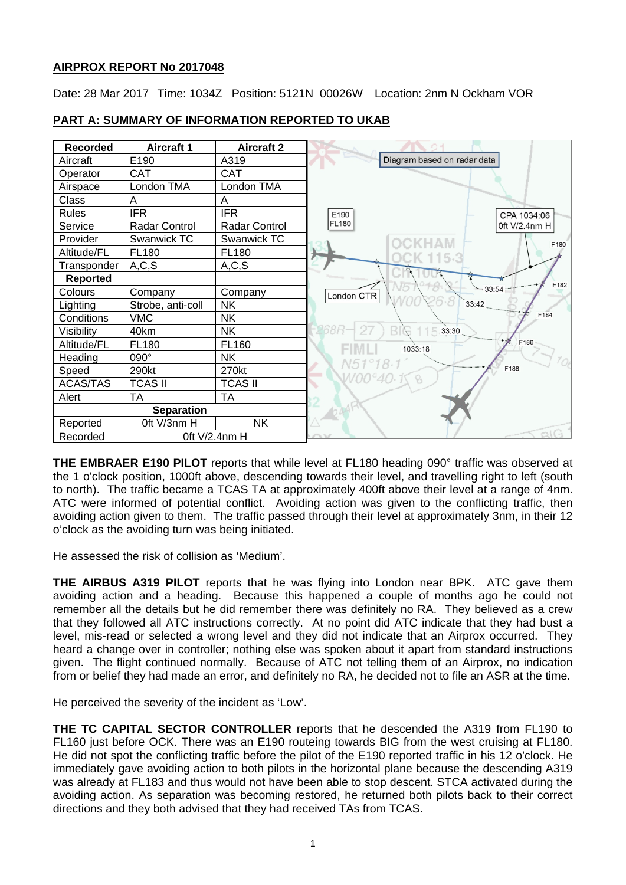**AIRPROX REPORT No 2017048**

Date: 28 Mar 2017 Time: 1034Z Position: 5121N 00026W Location: 2nm N Ockham VOR

**PART A: SUMMARY OF INFORMATION REPORTED TO UKAB**

| Recorded | Aircraft 1 | Aircraft 2 |
|---|---|---|
| Aircraft | E190 | A319 |
| Operator | CAT | CAT |
| Airspace | London TMA | London TMA |
| Class | A | A |
| Rules | IFR | IFR |
| Service | Radar Control | Radar Control |
| Provider | Swanwick TC | Swanwick TC |
| Altitude/FL | FL180 | FL180 |
| Transponder | A,C,S | A,C,S |
| **Reported** | | |
| Colours | Company | Company |
| Lighting | Strobe, anti-coll | NK |
| Conditions | VMC | NK |
| Visibility | 40km | NK |
| Altitude/FL | FL180 | FL160 |
| Heading | 090° | NK |
| Speed | 290kt | 270kt |
| ACAS/TAS | TCAS II | TCAS II |
| Alert | TA | TA |
| **Separation** | | |
| Reported | 0ft V/3nm H | NK |
| Recorded | 0ft V/2.4nm H | |

Diagram based on radar data

**THE EMBRAER E190 PILOT** reports that while level at FL180 heading 090° traffic was observed at the 1 o'clock position, 1000ft above, descending towards their level, and travelling right to left (south to north). The traffic became a TCAS TA at approximately 400ft above their level at a range of 4nm. ATC were informed of potential conflict. Avoiding action was given to the conflicting traffic, then avoiding action given to them. The traffic passed through their level at approximately 3nm, in their 12 o'clock as the avoiding turn was being initiated.

He assessed the risk of collision as 'Medium'.

**THE AIRBUS A319 PILOT** reports that he was flying into London near BPK. ATC gave them avoiding action and a heading. Because this happened a couple of months ago he could not remember all the details but he did remember there was definitely no RA. They believed as a crew that they followed all ATC instructions correctly. At no point did ATC indicate that they had bust a level, mis-read or selected a wrong level and they did not indicate that an Airprox occurred. They heard a change over in controller; nothing else was spoken about it apart from standard instructions given. The flight continued normally. Because of ATC not telling them of an Airprox, no indication from or belief they had made an error, and definitely no RA, he decided not to file an ASR at the time.

He perceived the severity of the incident as 'Low'.

**THE TC CAPITAL SECTOR CONTROLLER** reports that he descended the A319 from FL190 to FL160 just before OCK. There was an E190 routeing towards BIG from the west cruising at FL180. He did not spot the conflicting traffic before the pilot of the E190 reported traffic in his 12 o'clock. He immediately gave avoiding action to both pilots in the horizontal plane because the descending A319 was already at FL183 and thus would not have been able to stop descent. STCA activated during the avoiding action. As separation was becoming restored, he returned both pilots back to their correct directions and they both advised that they had received TAs from TCAS.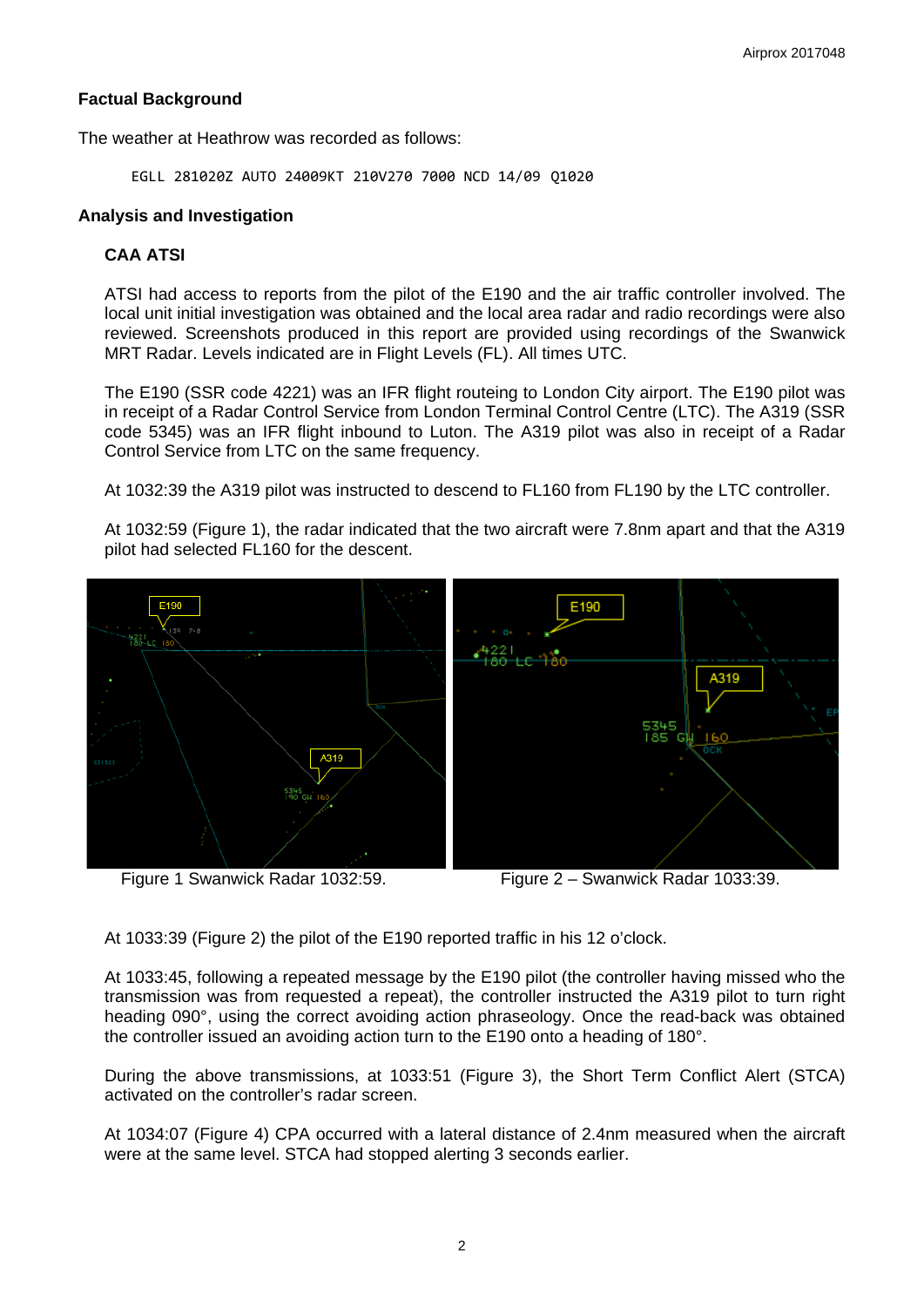## Factual Background

The weather at Heathrow was recorded as follows:

```
EGLL 281020Z AUTO 24009KT 210V270 7000 NCD 14/09 Q1020
```

## Analysis and Investigation

### CAA ATSI

ATSI had access to reports from the pilot of the E190 and the air traffic controller involved. The local unit initial investigation was obtained and the local area radar and radio recordings were also reviewed. Screenshots produced in this report are provided using recordings of the Swanwick MRT Radar. Levels indicated are in Flight Levels (FL). All times UTC.

The E190 (SSR code 4221) was an IFR flight routeing to London City airport. The E190 pilot was in receipt of a Radar Control Service from London Terminal Control Centre (LTC). The A319 (SSR code 5345) was an IFR flight inbound to Luton. The A319 pilot was also in receipt of a Radar Control Service from LTC on the same frequency.

At 1032:39 the A319 pilot was instructed to descend to FL160 from FL190 by the LTC controller.

At 1032:59 (Figure 1), the radar indicated that the two aircraft were 7.8nm apart and that the A319 pilot had selected FL160 for the descent.

Figure 1 Swanwick Radar 1032:59.

Figure 2 – Swanwick Radar 1033:39.

At 1033:39 (Figure 2) the pilot of the E190 reported traffic in his 12 o'clock.

At 1033:45, following a repeated message by the E190 pilot (the controller having missed who the transmission was from requested a repeat), the controller instructed the A319 pilot to turn right heading 090°, using the correct avoiding action phraseology. Once the read-back was obtained the controller issued an avoiding action turn to the E190 onto a heading of 180°.

During the above transmissions, at 1033:51 (Figure 3), the Short Term Conflict Alert (STCA) activated on the controller's radar screen.

At 1034:07 (Figure 4) CPA occurred with a lateral distance of 2.4nm measured when the aircraft were at the same level. STCA had stopped alerting 3 seconds earlier.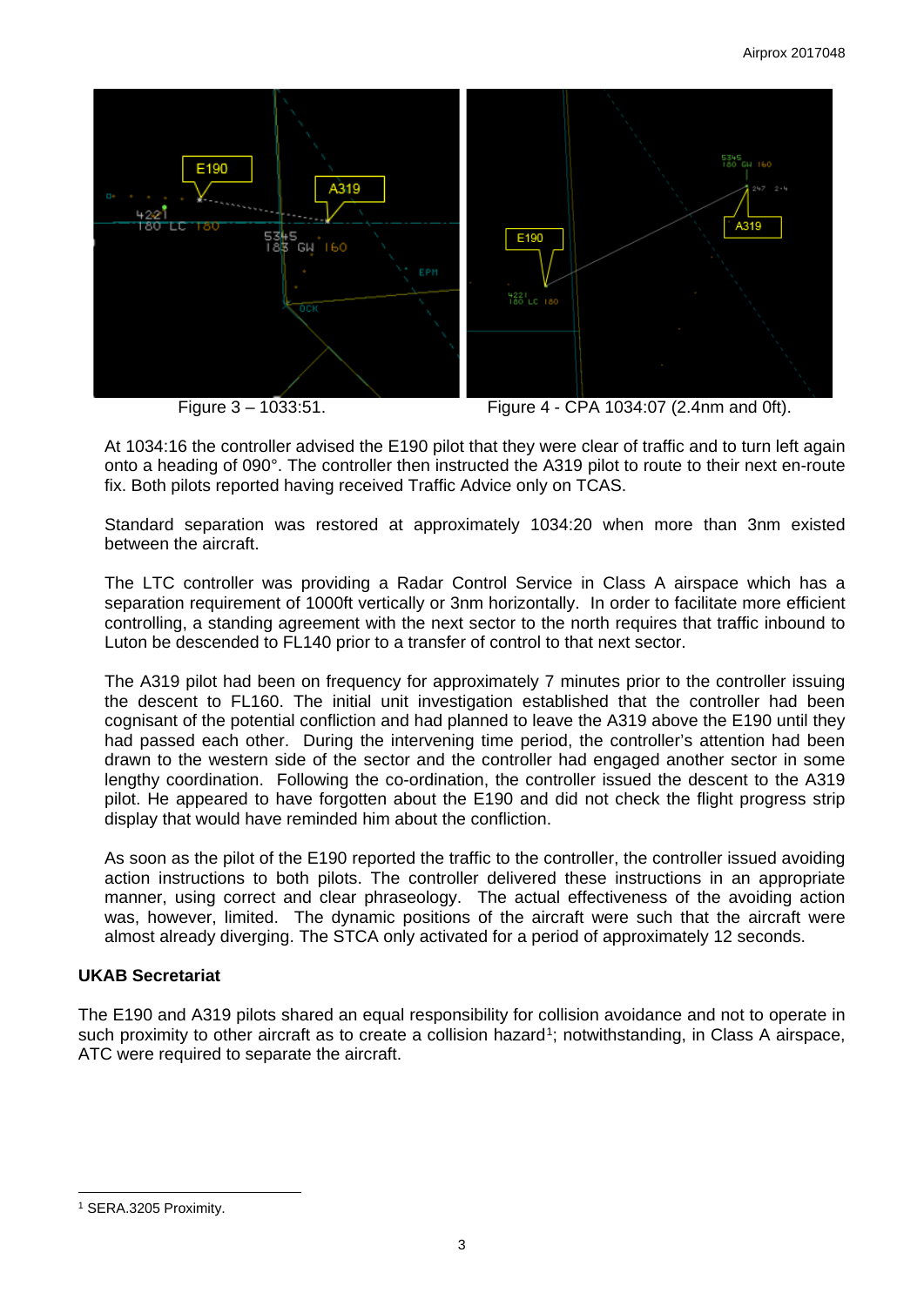Figure 3 – 1033:51.

Figure 4 - CPA 1034:07 (2.4nm and 0ft).

At 1034:16 the controller advised the E190 pilot that they were clear of traffic and to turn left again onto a heading of 090°. The controller then instructed the A319 pilot to route to their next en-route fix. Both pilots reported having received Traffic Advice only on TCAS.

Standard separation was restored at approximately 1034:20 when more than 3nm existed between the aircraft.

The LTC controller was providing a Radar Control Service in Class A airspace which has a separation requirement of 1000ft vertically or 3nm horizontally. In order to facilitate more efficient controlling, a standing agreement with the next sector to the north requires that traffic inbound to Luton be descended to FL140 prior to a transfer of control to that next sector.

The A319 pilot had been on frequency for approximately 7 minutes prior to the controller issuing the descent to FL160. The initial unit investigation established that the controller had been cognisant of the potential confliction and had planned to leave the A319 above the E190 until they had passed each other. During the intervening time period, the controller's attention had been drawn to the western side of the sector and the controller had engaged another sector in some lengthy coordination. Following the co-ordination, the controller issued the descent to the A319 pilot. He appeared to have forgotten about the E190 and did not check the flight progress strip display that would have reminded him about the confliction.

As soon as the pilot of the E190 reported the traffic to the controller, the controller issued avoiding action instructions to both pilots. The controller delivered these instructions in an appropriate manner, using correct and clear phraseology. The actual effectiveness of the avoiding action was, however, limited. The dynamic positions of the aircraft were such that the aircraft were almost already diverging. The STCA only activated for a period of approximately 12 seconds.

### UKAB Secretariat

The E190 and A319 pilots shared an equal responsibility for collision avoidance and not to operate in such proximity to other aircraft as to create a collision hazard[1]; notwithstanding, in Class A airspace, ATC were required to separate the aircraft.

---

[1] SERA.3205 Proximity.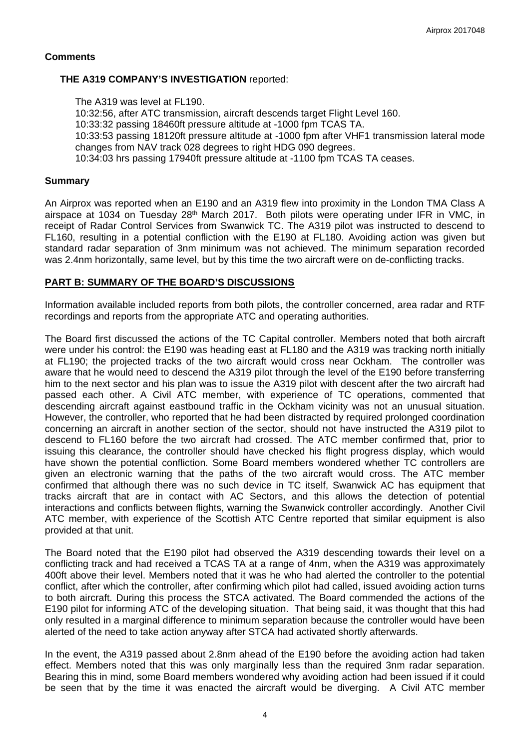## Comments

### THE A319 COMPANY'S INVESTIGATION reported:

The A319 was level at FL190.
10:32:56, after ATC transmission, aircraft descends target Flight Level 160.
10:33:32 passing 18460ft pressure altitude at -1000 fpm TCAS TA.
10:33:53 passing 18120ft pressure altitude at -1000 fpm after VHF1 transmission lateral mode changes from NAV track 028 degrees to right HDG 090 degrees.
10:34:03 hrs passing 17940ft pressure altitude at -1100 fpm TCAS TA ceases.

## Summary

An Airprox was reported when an E190 and an A319 flew into proximity in the London TMA Class A airspace at 1034 on Tuesday 28th March 2017. Both pilots were operating under IFR in VMC, in receipt of Radar Control Services from Swanwick TC. The A319 pilot was instructed to descend to FL160, resulting in a potential confliction with the E190 at FL180. Avoiding action was given but standard radar separation of 3nm minimum was not achieved. The minimum separation recorded was 2.4nm horizontally, same level, but by this time the two aircraft were on de-conflicting tracks.

## PART B: SUMMARY OF THE BOARD'S DISCUSSIONS

Information available included reports from both pilots, the controller concerned, area radar and RTF recordings and reports from the appropriate ATC and operating authorities.

The Board first discussed the actions of the TC Capital controller. Members noted that both aircraft were under his control: the E190 was heading east at FL180 and the A319 was tracking north initially at FL190; the projected tracks of the two aircraft would cross near Ockham. The controller was aware that he would need to descend the A319 pilot through the level of the E190 before transferring him to the next sector and his plan was to issue the A319 pilot with descent after the two aircraft had passed each other. A Civil ATC member, with experience of TC operations, commented that descending aircraft against eastbound traffic in the Ockham vicinity was not an unusual situation. However, the controller, who reported that he had been distracted by required prolonged coordination concerning an aircraft in another section of the sector, should not have instructed the A319 pilot to descend to FL160 before the two aircraft had crossed. The ATC member confirmed that, prior to issuing this clearance, the controller should have checked his flight progress display, which would have shown the potential confliction. Some Board members wondered whether TC controllers are given an electronic warning that the paths of the two aircraft would cross. The ATC member confirmed that although there was no such device in TC itself, Swanwick AC has equipment that tracks aircraft that are in contact with AC Sectors, and this allows the detection of potential interactions and conflicts between flights, warning the Swanwick controller accordingly. Another Civil ATC member, with experience of the Scottish ATC Centre reported that similar equipment is also provided at that unit.

The Board noted that the E190 pilot had observed the A319 descending towards their level on a conflicting track and had received a TCAS TA at a range of 4nm, when the A319 was approximately 400ft above their level. Members noted that it was he who had alerted the controller to the potential conflict, after which the controller, after confirming which pilot had called, issued avoiding action turns to both aircraft. During this process the STCA activated. The Board commended the actions of the E190 pilot for informing ATC of the developing situation. That being said, it was thought that this had only resulted in a marginal difference to minimum separation because the controller would have been alerted of the need to take action anyway after STCA had activated shortly afterwards.

In the event, the A319 passed about 2.8nm ahead of the E190 before the avoiding action had taken effect. Members noted that this was only marginally less than the required 3nm radar separation. Bearing this in mind, some Board members wondered why avoiding action had been issued if it could be seen that by the time it was enacted the aircraft would be diverging. A Civil ATC member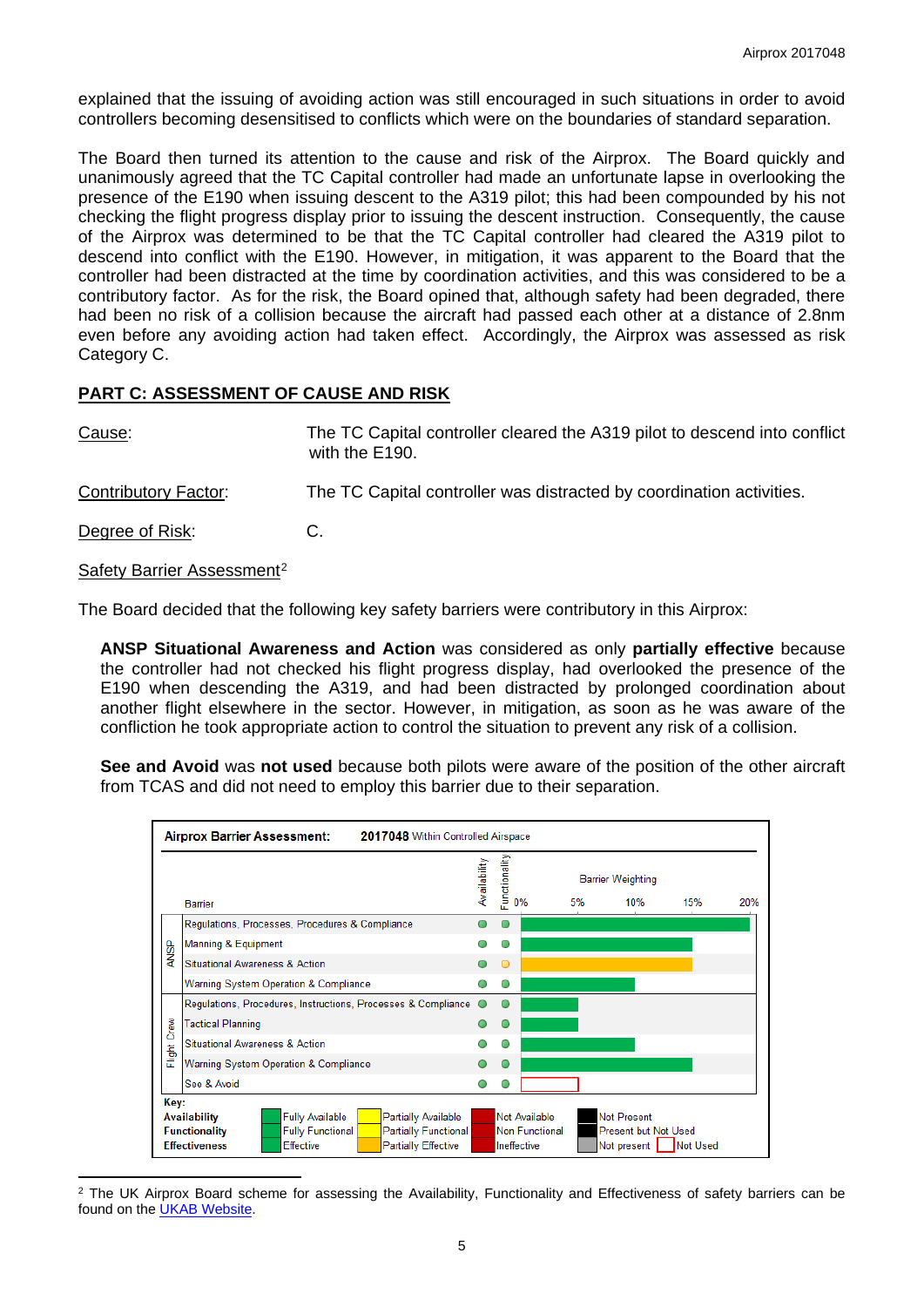explained that the issuing of avoiding action was still encouraged in such situations in order to avoid controllers becoming desensitised to conflicts which were on the boundaries of standard separation.

The Board then turned its attention to the cause and risk of the Airprox. The Board quickly and unanimously agreed that the TC Capital controller had made an unfortunate lapse in overlooking the presence of the E190 when issuing descent to the A319 pilot; this had been compounded by his not checking the flight progress display prior to issuing the descent instruction. Consequently, the cause of the Airprox was determined to be that the TC Capital controller had cleared the A319 pilot to descend into conflict with the E190. However, in mitigation, it was apparent to the Board that the controller had been distracted at the time by coordination activities, and this was considered to be a contributory factor. As for the risk, the Board opined that, although safety had been degraded, there had been no risk of a collision because the aircraft had passed each other at a distance of 2.8nm even before any avoiding action had taken effect. Accordingly, the Airprox was assessed as risk Category C.

## PART C: ASSESSMENT OF CAUSE AND RISK

Cause: The TC Capital controller cleared the A319 pilot to descend into conflict with the E190.

Contributory Factor: The TC Capital controller was distracted by coordination activities.

Degree of Risk: C.

Safety Barrier Assessment[2]

The Board decided that the following key safety barriers were contributory in this Airprox:

**ANSP Situational Awareness and Action** was considered as only **partially effective** because the controller had not checked his flight progress display, had overlooked the presence of the E190 when descending the A319, and had been distracted by prolonged coordination about another flight elsewhere in the sector. However, in mitigation, as soon as he was aware of the confliction he took appropriate action to control the situation to prevent any risk of a collision.

**See and Avoid** was **not used** because both pilots were aware of the position of the other aircraft from TCAS and did not need to employ this barrier due to their separation.

Airprox Barrier Assessment: 2017048 Within Controlled Airspace

Barrier | Availability | Functionality | Barrier Weighting 0% 5% 10% 15% 20%

ANSP
Regulations, Processes, Procedures & Compliance
Manning & Equipment
Situational Awareness & Action
Warning System Operation & Compliance

Flight Crew
Regulations, Procedures, Instructions, Processes & Compliance
Tactical Planning
Situational Awareness & Action
Warning System Operation & Compliance
See & Avoid

Key:
Availability: Fully Available, Partially Available, Not Available, Not Present
Functionality: Fully Functional, Partially Functional, Non Functional, Present but Not Used
Effectiveness: Effective, Partially Effective, Ineffective, Not present, Not Used

[2] The UK Airprox Board scheme for assessing the Availability, Functionality and Effectiveness of safety barriers can be found on the UKAB Website.